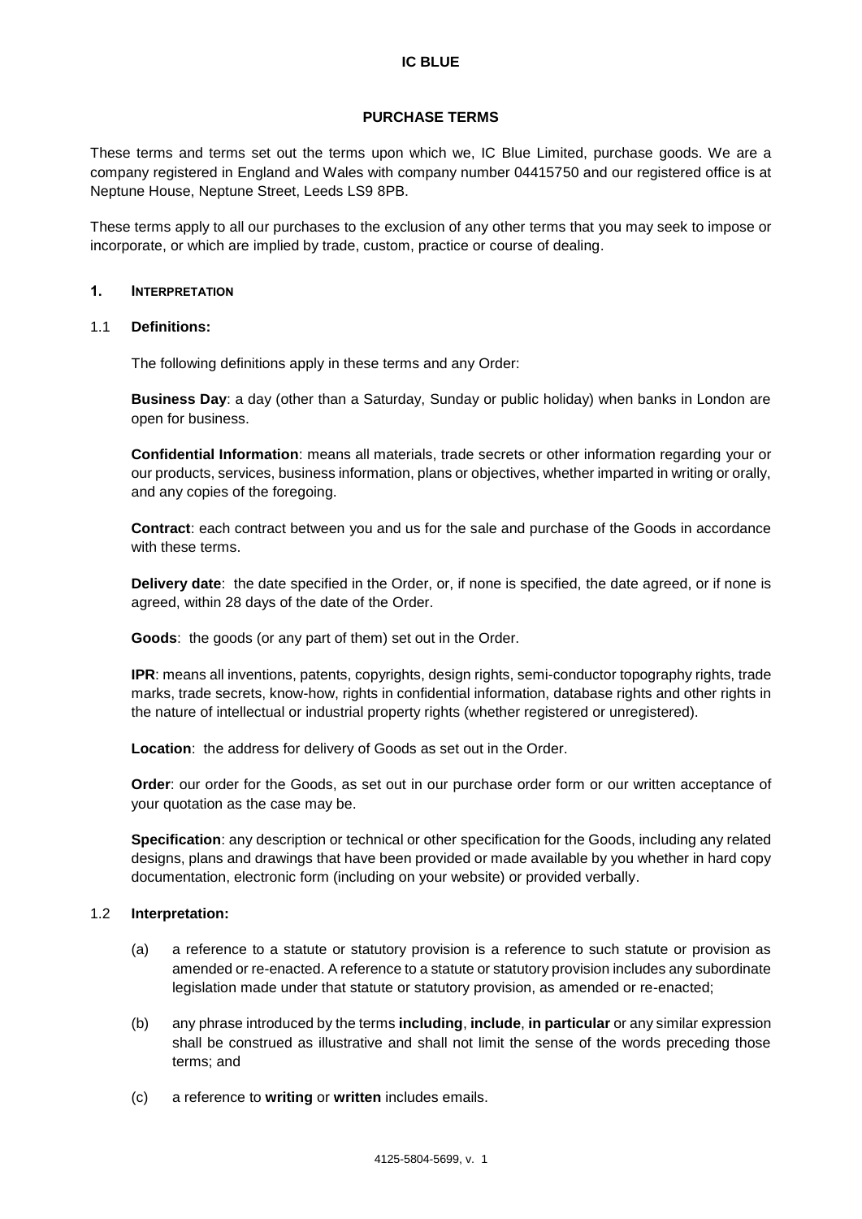# IC BLUE

## PURCHASE TERMS

These terms and terms set out the terms upon which we, IC Blue Limited, purchase goods. We are a company registered in England and Wales with company number 04415750 and our registered office is at Neptune House, Neptune Street, Leeds LS9 8PB.

These terms apply to all our purchases to the exclusion of any other terms that you may seek to impose or incorporate, or which are implied by trade, custom, practice or course of dealing.

### 1. INTERPRETATION

#### 1.1 Definitions:

The following definitions apply in these terms and any Order:

**Business Day**: a day (other than a Saturday, Sunday or public holiday) when banks in London are open for business.

**Confidential Information**: means all materials, trade secrets or other information regarding your or our products, services, business information, plans or objectives, whether imparted in writing or orally, and any copies of the foregoing.

**Contract**: each contract between you and us for the sale and purchase of the Goods in accordance with these terms.

**Delivery date**: the date specified in the Order, or, if none is specified, the date agreed, or if none is agreed, within 28 days of the date of the Order.

**Goods**: the goods (or any part of them) set out in the Order.

**IPR**: means all inventions, patents, copyrights, design rights, semi-conductor topography rights, trade marks, trade secrets, know-how, rights in confidential information, database rights and other rights in the nature of intellectual or industrial property rights (whether registered or unregistered).

**Location**: the address for delivery of Goods as set out in the Order.

**Order**: our order for the Goods, as set out in our purchase order form or our written acceptance of your quotation as the case may be.

**Specification**: any description or technical or other specification for the Goods, including any related designs, plans and drawings that have been provided or made available by you whether in hard copy documentation, electronic form (including on your website) or provided verbally.

#### 1.2 Interpretation:

(a) a reference to a statute or statutory provision is a reference to such statute or provision as amended or re-enacted. A reference to a statute or statutory provision includes any subordinate legislation made under that statute or statutory provision, as amended or re-enacted;

(b) any phrase introduced by the terms **including**, **include**, **in particular** or any similar expression shall be construed as illustrative and shall not limit the sense of the words preceding those terms; and

(c) a reference to **writing** or **written** includes emails.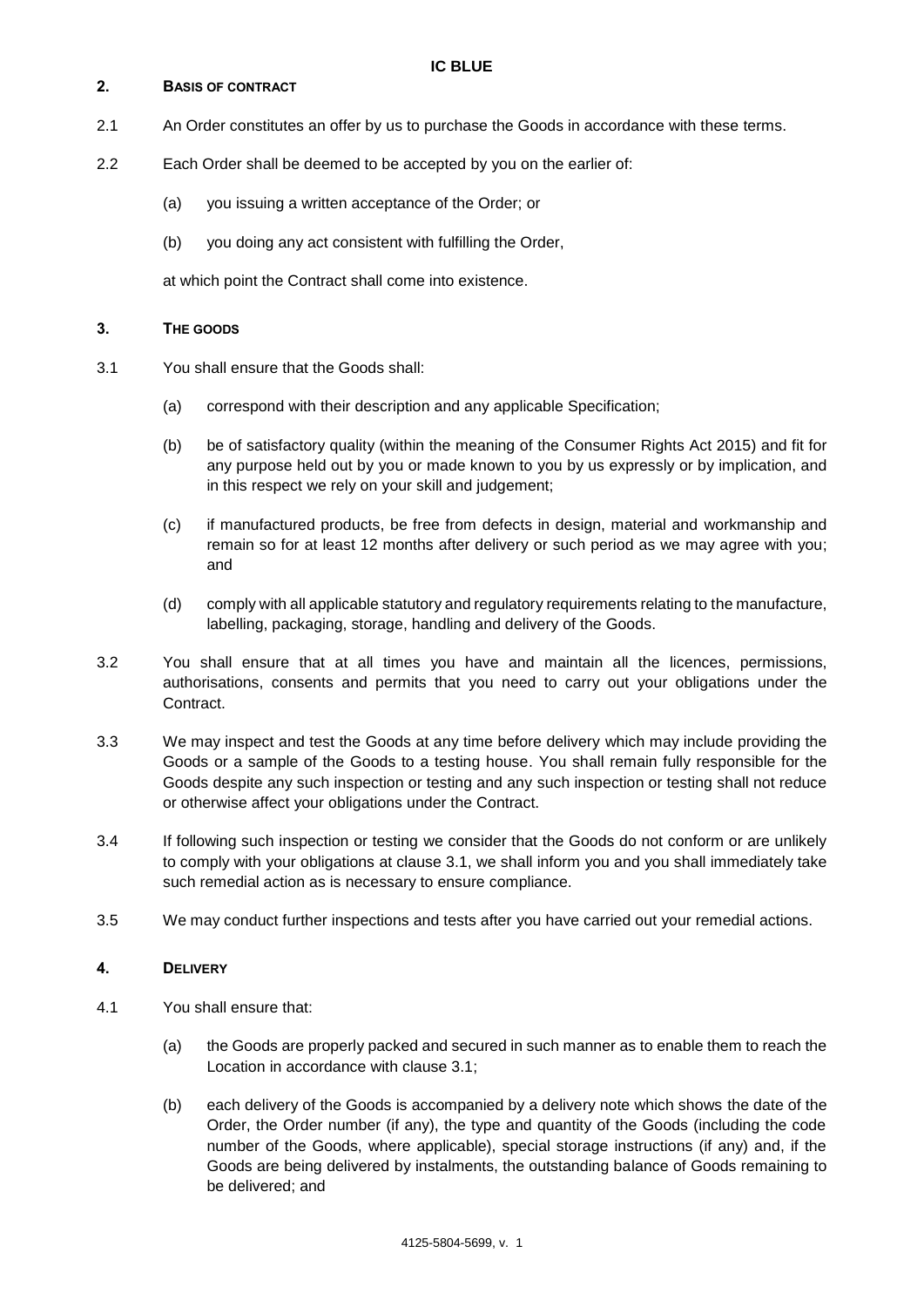## 2. BASIS OF CONTRACT

2.1 An Order constitutes an offer by us to purchase the Goods in accordance with these terms.

2.2 Each Order shall be deemed to be accepted by you on the earlier of:

(a) you issuing a written acceptance of the Order; or

(b) you doing any act consistent with fulfilling the Order,

at which point the Contract shall come into existence.

## 3. THE GOODS

3.1 You shall ensure that the Goods shall:

(a) correspond with their description and any applicable Specification;

(b) be of satisfactory quality (within the meaning of the Consumer Rights Act 2015) and fit for any purpose held out by you or made known to you by us expressly or by implication, and in this respect we rely on your skill and judgement;

(c) if manufactured products, be free from defects in design, material and workmanship and remain so for at least 12 months after delivery or such period as we may agree with you; and

(d) comply with all applicable statutory and regulatory requirements relating to the manufacture, labelling, packaging, storage, handling and delivery of the Goods.

3.2 You shall ensure that at all times you have and maintain all the licences, permissions, authorisations, consents and permits that you need to carry out your obligations under the Contract.

3.3 We may inspect and test the Goods at any time before delivery which may include providing the Goods or a sample of the Goods to a testing house. You shall remain fully responsible for the Goods despite any such inspection or testing and any such inspection or testing shall not reduce or otherwise affect your obligations under the Contract.

3.4 If following such inspection or testing we consider that the Goods do not conform or are unlikely to comply with your obligations at clause 3.1, we shall inform you and you shall immediately take such remedial action as is necessary to ensure compliance.

3.5 We may conduct further inspections and tests after you have carried out your remedial actions.

## 4. DELIVERY

4.1 You shall ensure that:

(a) the Goods are properly packed and secured in such manner as to enable them to reach the Location in accordance with clause 3.1;

(b) each delivery of the Goods is accompanied by a delivery note which shows the date of the Order, the Order number (if any), the type and quantity of the Goods (including the code number of the Goods, where applicable), special storage instructions (if any) and, if the Goods are being delivered by instalments, the outstanding balance of Goods remaining to be delivered; and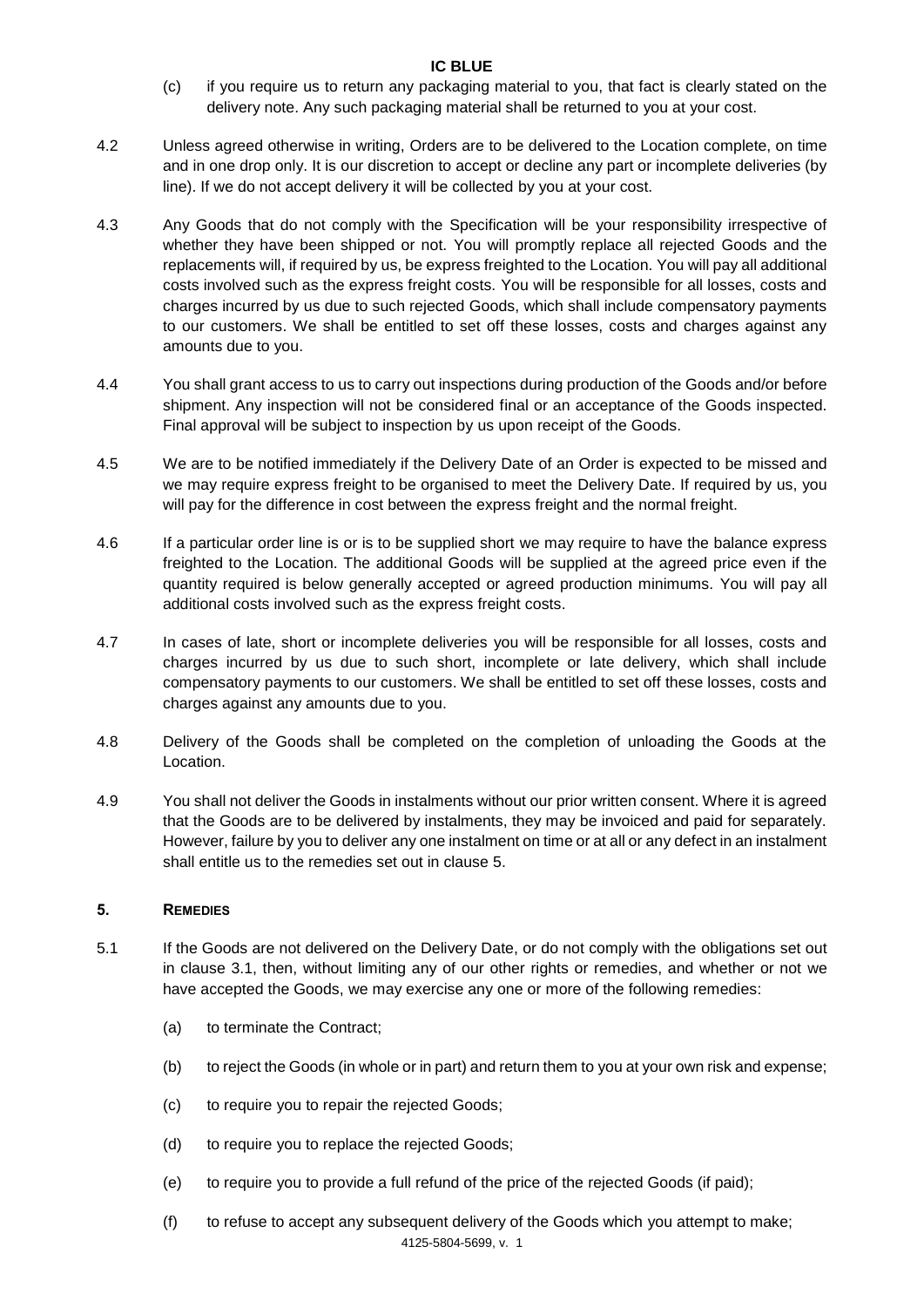(c) if you require us to return any packaging material to you, that fact is clearly stated on the delivery note. Any such packaging material shall be returned to you at your cost.

4.2 Unless agreed otherwise in writing, Orders are to be delivered to the Location complete, on time and in one drop only. It is our discretion to accept or decline any part or incomplete deliveries (by line). If we do not accept delivery it will be collected by you at your cost.

4.3 Any Goods that do not comply with the Specification will be your responsibility irrespective of whether they have been shipped or not. You will promptly replace all rejected Goods and the replacements will, if required by us, be express freighted to the Location. You will pay all additional costs involved such as the express freight costs. You will be responsible for all losses, costs and charges incurred by us due to such rejected Goods, which shall include compensatory payments to our customers. We shall be entitled to set off these losses, costs and charges against any amounts due to you.

4.4 You shall grant access to us to carry out inspections during production of the Goods and/or before shipment. Any inspection will not be considered final or an acceptance of the Goods inspected. Final approval will be subject to inspection by us upon receipt of the Goods.

4.5 We are to be notified immediately if the Delivery Date of an Order is expected to be missed and we may require express freight to be organised to meet the Delivery Date. If required by us, you will pay for the difference in cost between the express freight and the normal freight.

4.6 If a particular order line is or is to be supplied short we may require to have the balance express freighted to the Location. The additional Goods will be supplied at the agreed price even if the quantity required is below generally accepted or agreed production minimums. You will pay all additional costs involved such as the express freight costs.

4.7 In cases of late, short or incomplete deliveries you will be responsible for all losses, costs and charges incurred by us due to such short, incomplete or late delivery, which shall include compensatory payments to our customers. We shall be entitled to set off these losses, costs and charges against any amounts due to you.

4.8 Delivery of the Goods shall be completed on the completion of unloading the Goods at the Location.

4.9 You shall not deliver the Goods in instalments without our prior written consent. Where it is agreed that the Goods are to be delivered by instalments, they may be invoiced and paid for separately. However, failure by you to deliver any one instalment on time or at all or any defect in an instalment shall entitle us to the remedies set out in clause 5.

## 5. Remedies

5.1 If the Goods are not delivered on the Delivery Date, or do not comply with the obligations set out in clause 3.1, then, without limiting any of our other rights or remedies, and whether or not we have accepted the Goods, we may exercise any one or more of the following remedies:

(a) to terminate the Contract;

(b) to reject the Goods (in whole or in part) and return them to you at your own risk and expense;

(c) to require you to repair the rejected Goods;

(d) to require you to replace the rejected Goods;

(e) to require you to provide a full refund of the price of the rejected Goods (if paid);

(f) to refuse to accept any subsequent delivery of the Goods which you attempt to make;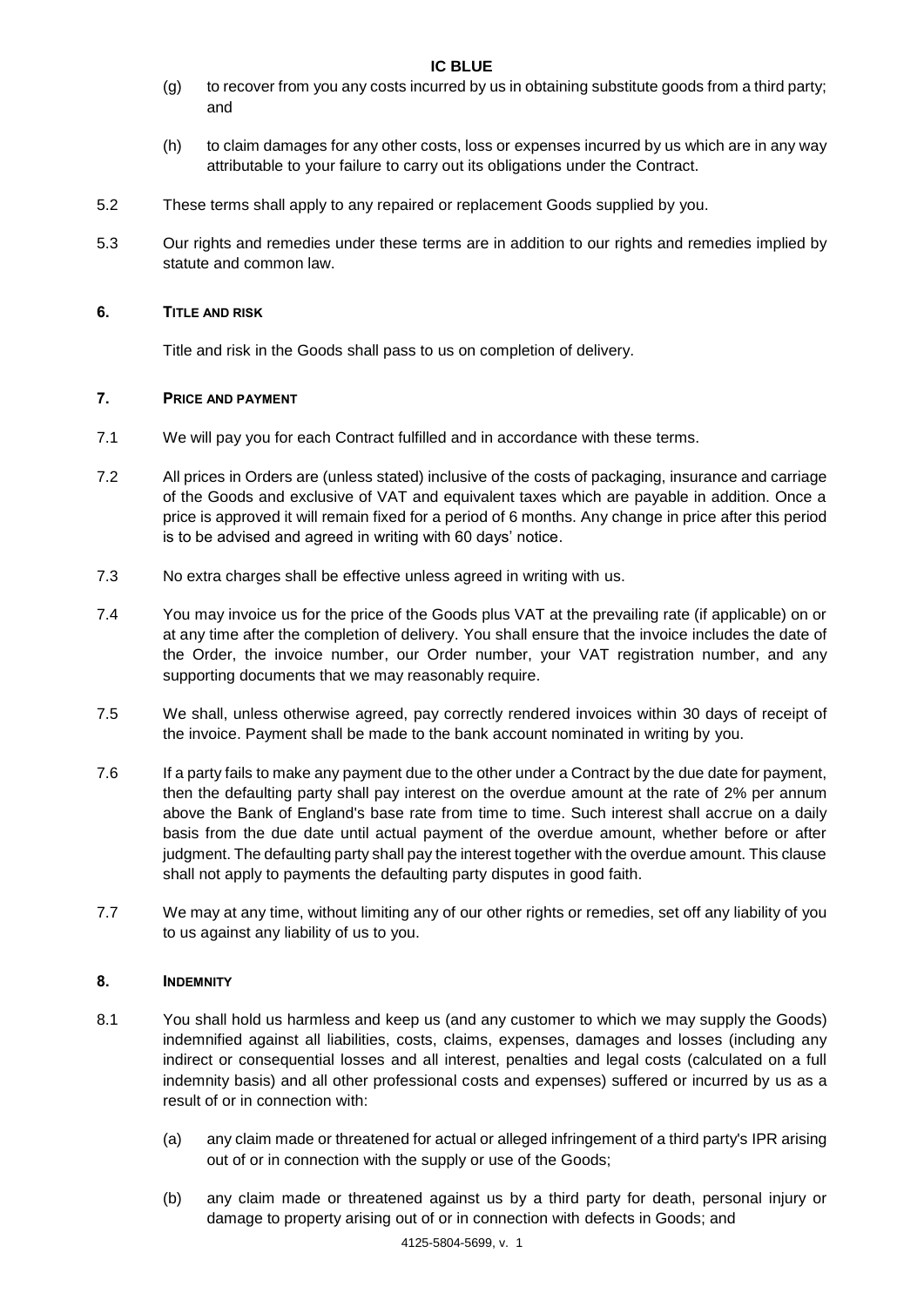(g) to recover from you any costs incurred by us in obtaining substitute goods from a third party; and

(h) to claim damages for any other costs, loss or expenses incurred by us which are in any way attributable to your failure to carry out its obligations under the Contract.

5.2 These terms shall apply to any repaired or replacement Goods supplied by you.

5.3 Our rights and remedies under these terms are in addition to our rights and remedies implied by statute and common law.

## 6. TITLE AND RISK

Title and risk in the Goods shall pass to us on completion of delivery.

## 7. PRICE AND PAYMENT

7.1 We will pay you for each Contract fulfilled and in accordance with these terms.

7.2 All prices in Orders are (unless stated) inclusive of the costs of packaging, insurance and carriage of the Goods and exclusive of VAT and equivalent taxes which are payable in addition. Once a price is approved it will remain fixed for a period of 6 months. Any change in price after this period is to be advised and agreed in writing with 60 days' notice.

7.3 No extra charges shall be effective unless agreed in writing with us.

7.4 You may invoice us for the price of the Goods plus VAT at the prevailing rate (if applicable) on or at any time after the completion of delivery. You shall ensure that the invoice includes the date of the Order, the invoice number, our Order number, your VAT registration number, and any supporting documents that we may reasonably require.

7.5 We shall, unless otherwise agreed, pay correctly rendered invoices within 30 days of receipt of the invoice. Payment shall be made to the bank account nominated in writing by you.

7.6 If a party fails to make any payment due to the other under a Contract by the due date for payment, then the defaulting party shall pay interest on the overdue amount at the rate of 2% per annum above the Bank of England's base rate from time to time. Such interest shall accrue on a daily basis from the due date until actual payment of the overdue amount, whether before or after judgment. The defaulting party shall pay the interest together with the overdue amount. This clause shall not apply to payments the defaulting party disputes in good faith.

7.7 We may at any time, without limiting any of our other rights or remedies, set off any liability of you to us against any liability of us to you.

## 8. INDEMNITY

8.1 You shall hold us harmless and keep us (and any customer to which we may supply the Goods) indemnified against all liabilities, costs, claims, expenses, damages and losses (including any indirect or consequential losses and all interest, penalties and legal costs (calculated on a full indemnity basis) and all other professional costs and expenses) suffered or incurred by us as a result of or in connection with:

(a) any claim made or threatened for actual or alleged infringement of a third party's IPR arising out of or in connection with the supply or use of the Goods;

(b) any claim made or threatened against us by a third party for death, personal injury or damage to property arising out of or in connection with defects in Goods; and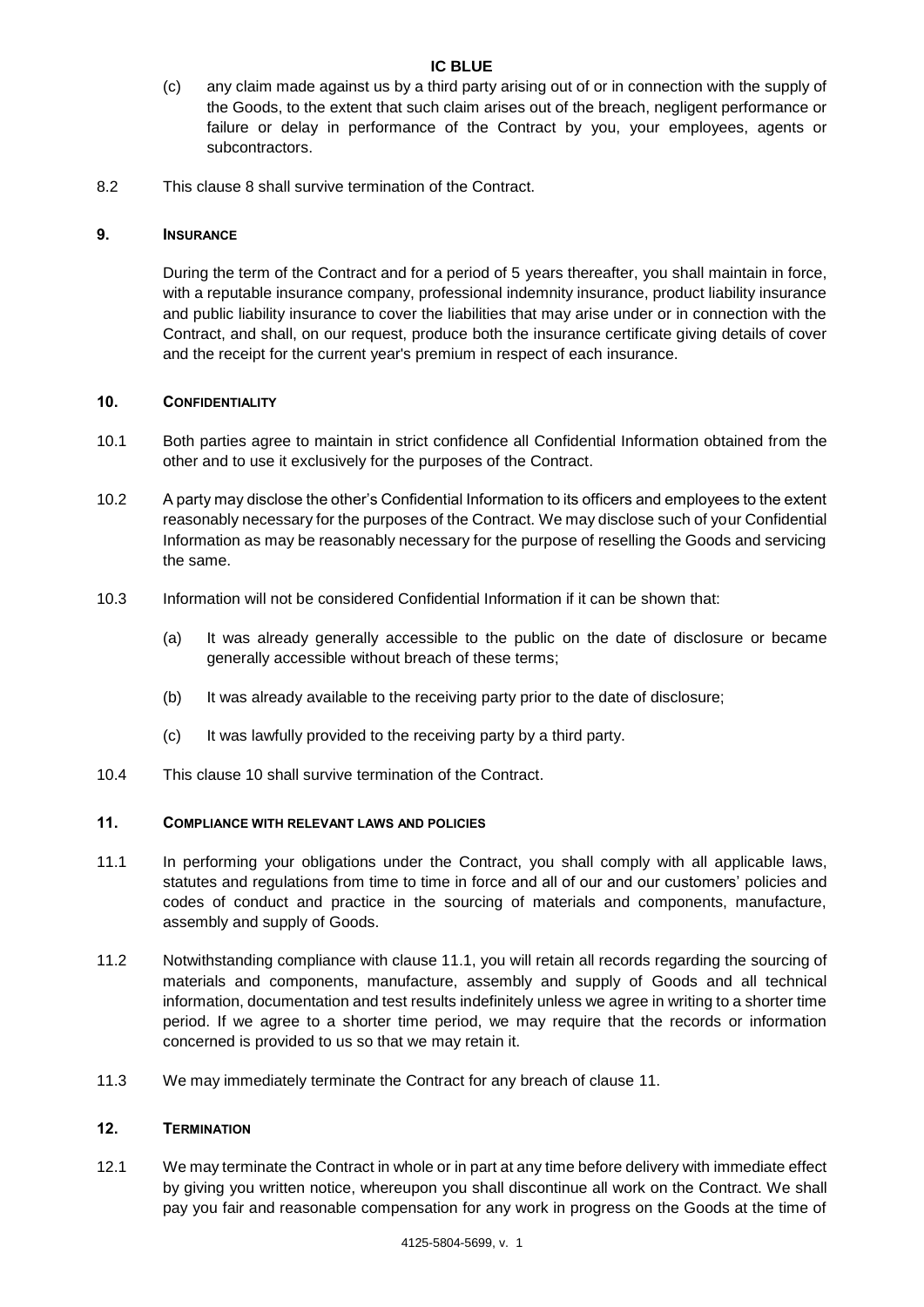(c) any claim made against us by a third party arising out of or in connection with the supply of the Goods, to the extent that such claim arises out of the breach, negligent performance or failure or delay in performance of the Contract by you, your employees, agents or subcontractors.

8.2 This clause 8 shall survive termination of the Contract.

## 9. INSURANCE

During the term of the Contract and for a period of 5 years thereafter, you shall maintain in force, with a reputable insurance company, professional indemnity insurance, product liability insurance and public liability insurance to cover the liabilities that may arise under or in connection with the Contract, and shall, on our request, produce both the insurance certificate giving details of cover and the receipt for the current year's premium in respect of each insurance.

## 10. CONFIDENTIALITY

10.1 Both parties agree to maintain in strict confidence all Confidential Information obtained from the other and to use it exclusively for the purposes of the Contract.

10.2 A party may disclose the other's Confidential Information to its officers and employees to the extent reasonably necessary for the purposes of the Contract. We may disclose such of your Confidential Information as may be reasonably necessary for the purpose of reselling the Goods and servicing the same.

10.3 Information will not be considered Confidential Information if it can be shown that:

(a) It was already generally accessible to the public on the date of disclosure or became generally accessible without breach of these terms;

(b) It was already available to the receiving party prior to the date of disclosure;

(c) It was lawfully provided to the receiving party by a third party.

10.4 This clause 10 shall survive termination of the Contract.

## 11. COMPLIANCE WITH RELEVANT LAWS AND POLICIES

11.1 In performing your obligations under the Contract, you shall comply with all applicable laws, statutes and regulations from time to time in force and all of our and our customers' policies and codes of conduct and practice in the sourcing of materials and components, manufacture, assembly and supply of Goods.

11.2 Notwithstanding compliance with clause 11.1, you will retain all records regarding the sourcing of materials and components, manufacture, assembly and supply of Goods and all technical information, documentation and test results indefinitely unless we agree in writing to a shorter time period. If we agree to a shorter time period, we may require that the records or information concerned is provided to us so that we may retain it.

11.3 We may immediately terminate the Contract for any breach of clause 11.

## 12. TERMINATION

12.1 We may terminate the Contract in whole or in part at any time before delivery with immediate effect by giving you written notice, whereupon you shall discontinue all work on the Contract. We shall pay you fair and reasonable compensation for any work in progress on the Goods at the time of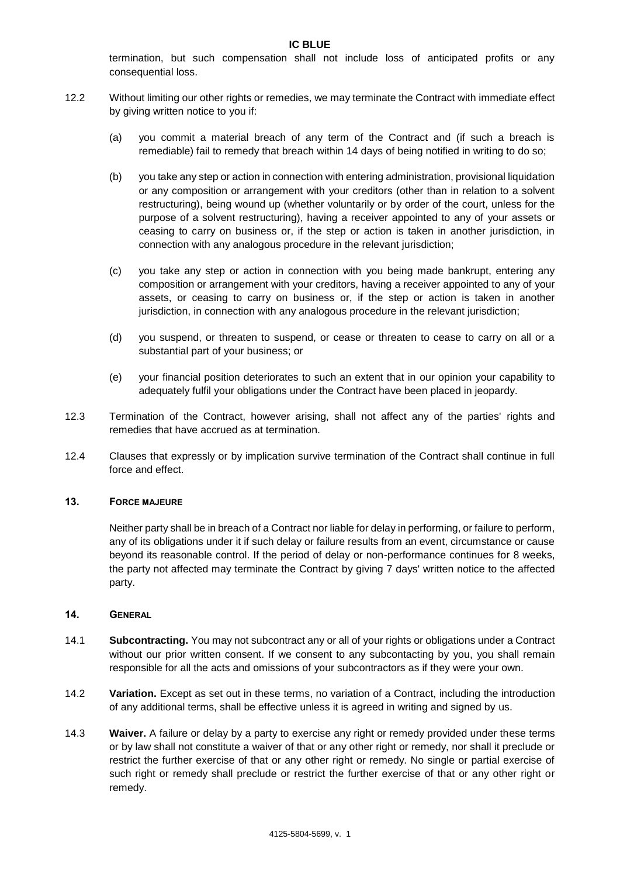termination, but such compensation shall not include loss of anticipated profits or any consequential loss.

12.2 Without limiting our other rights or remedies, we may terminate the Contract with immediate effect by giving written notice to you if:

(a) you commit a material breach of any term of the Contract and (if such a breach is remediable) fail to remedy that breach within 14 days of being notified in writing to do so;

(b) you take any step or action in connection with entering administration, provisional liquidation or any composition or arrangement with your creditors (other than in relation to a solvent restructuring), being wound up (whether voluntarily or by order of the court, unless for the purpose of a solvent restructuring), having a receiver appointed to any of your assets or ceasing to carry on business or, if the step or action is taken in another jurisdiction, in connection with any analogous procedure in the relevant jurisdiction;

(c) you take any step or action in connection with you being made bankrupt, entering any composition or arrangement with your creditors, having a receiver appointed to any of your assets, or ceasing to carry on business or, if the step or action is taken in another jurisdiction, in connection with any analogous procedure in the relevant jurisdiction;

(d) you suspend, or threaten to suspend, or cease or threaten to cease to carry on all or a substantial part of your business; or

(e) your financial position deteriorates to such an extent that in our opinion your capability to adequately fulfil your obligations under the Contract have been placed in jeopardy.

12.3 Termination of the Contract, however arising, shall not affect any of the parties' rights and remedies that have accrued as at termination.

12.4 Clauses that expressly or by implication survive termination of the Contract shall continue in full force and effect.

## 13. Force majeure

Neither party shall be in breach of a Contract nor liable for delay in performing, or failure to perform, any of its obligations under it if such delay or failure results from an event, circumstance or cause beyond its reasonable control. If the period of delay or non-performance continues for 8 weeks, the party not affected may terminate the Contract by giving 7 days' written notice to the affected party.

## 14. General

14.1 **Subcontracting.** You may not subcontract any or all of your rights or obligations under a Contract without our prior written consent. If we consent to any subcontacting by you, you shall remain responsible for all the acts and omissions of your subcontractors as if they were your own.

14.2 **Variation.** Except as set out in these terms, no variation of a Contract, including the introduction of any additional terms, shall be effective unless it is agreed in writing and signed by us.

14.3 **Waiver.** A failure or delay by a party to exercise any right or remedy provided under these terms or by law shall not constitute a waiver of that or any other right or remedy, nor shall it preclude or restrict the further exercise of that or any other right or remedy. No single or partial exercise of such right or remedy shall preclude or restrict the further exercise of that or any other right or remedy.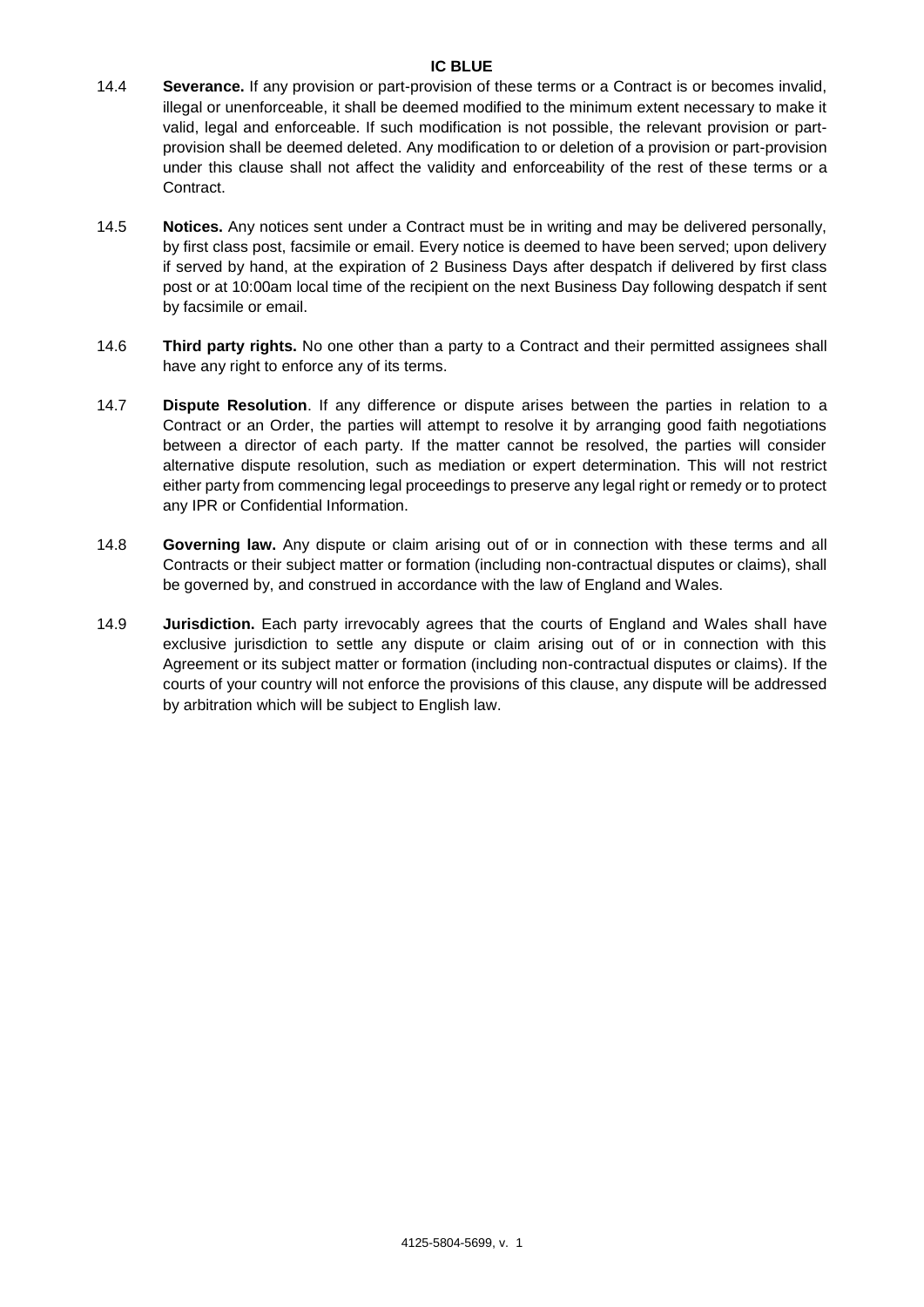14.4 **Severance.** If any provision or part-provision of these terms or a Contract is or becomes invalid, illegal or unenforceable, it shall be deemed modified to the minimum extent necessary to make it valid, legal and enforceable. If such modification is not possible, the relevant provision or part-provision shall be deemed deleted. Any modification to or deletion of a provision or part-provision under this clause shall not affect the validity and enforceability of the rest of these terms or a Contract.

14.5 **Notices.** Any notices sent under a Contract must be in writing and may be delivered personally, by first class post, facsimile or email. Every notice is deemed to have been served; upon delivery if served by hand, at the expiration of 2 Business Days after despatch if delivered by first class post or at 10:00am local time of the recipient on the next Business Day following despatch if sent by facsimile or email.

14.6 **Third party rights.** No one other than a party to a Contract and their permitted assignees shall have any right to enforce any of its terms.

14.7 **Dispute Resolution**. If any difference or dispute arises between the parties in relation to a Contract or an Order, the parties will attempt to resolve it by arranging good faith negotiations between a director of each party. If the matter cannot be resolved, the parties will consider alternative dispute resolution, such as mediation or expert determination. This will not restrict either party from commencing legal proceedings to preserve any legal right or remedy or to protect any IPR or Confidential Information.

14.8 **Governing law.** Any dispute or claim arising out of or in connection with these terms and all Contracts or their subject matter or formation (including non-contractual disputes or claims), shall be governed by, and construed in accordance with the law of England and Wales.

14.9 **Jurisdiction.** Each party irrevocably agrees that the courts of England and Wales shall have exclusive jurisdiction to settle any dispute or claim arising out of or in connection with this Agreement or its subject matter or formation (including non-contractual disputes or claims). If the courts of your country will not enforce the provisions of this clause, any dispute will be addressed by arbitration which will be subject to English law.